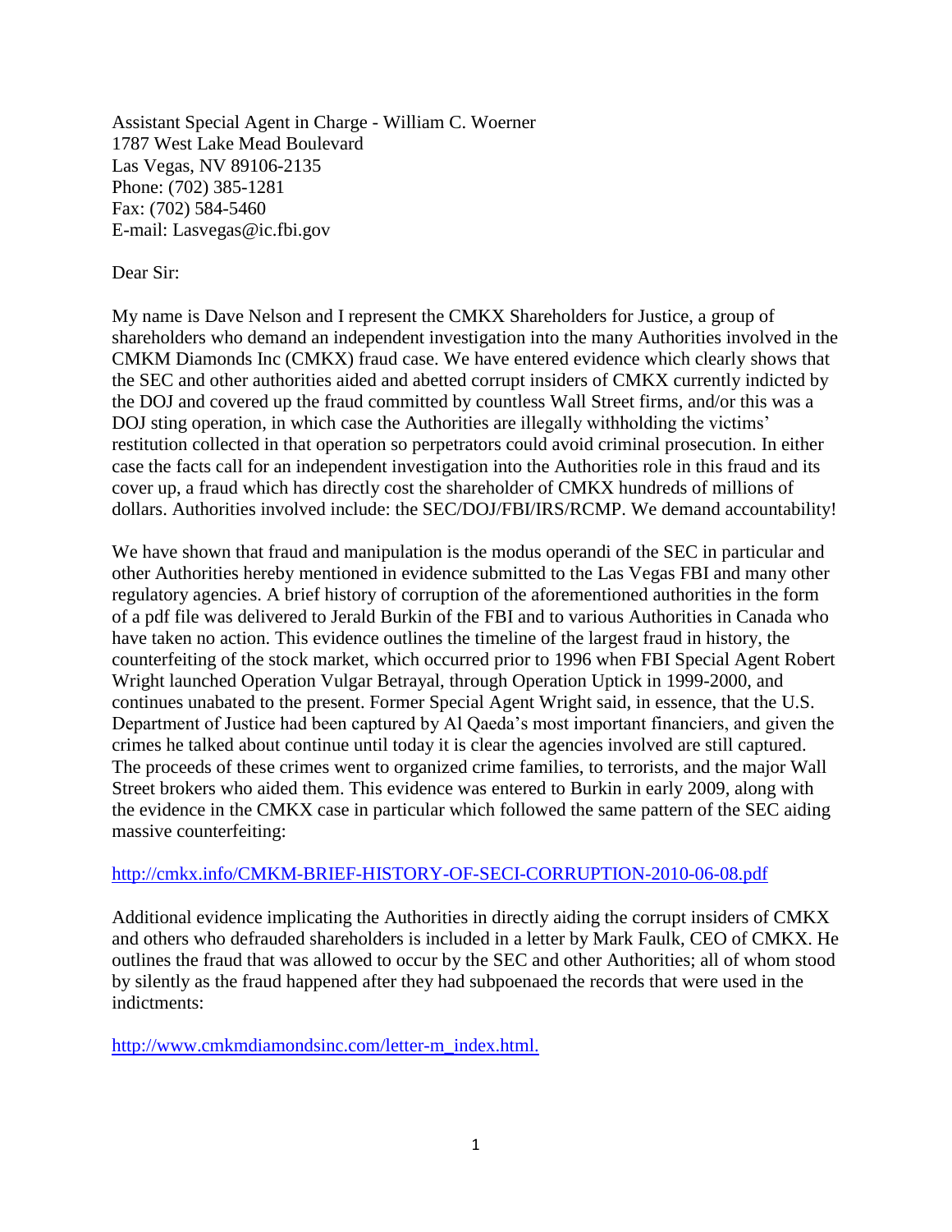Assistant Special Agent in Charge - William C. Woerner
1787 West Lake Mead Boulevard
Las Vegas, NV 89106-2135
Phone: (702) 385-1281
Fax: (702) 584-5460
E-mail: Lasvegas@ic.fbi.gov

Dear Sir:

My name is Dave Nelson and I represent the CMKX Shareholders for Justice, a group of shareholders who demand an independent investigation into the many Authorities involved in the CMKM Diamonds Inc (CMKX) fraud case. We have entered evidence which clearly shows that the SEC and other authorities aided and abetted corrupt insiders of CMKX currently indicted by the DOJ and covered up the fraud committed by countless Wall Street firms, and/or this was a DOJ sting operation, in which case the Authorities are illegally withholding the victims' restitution collected in that operation so perpetrators could avoid criminal prosecution. In either case the facts call for an independent investigation into the Authorities role in this fraud and its cover up, a fraud which has directly cost the shareholder of CMKX hundreds of millions of dollars. Authorities involved include: the SEC/DOJ/FBI/IRS/RCMP. We demand accountability!

We have shown that fraud and manipulation is the modus operandi of the SEC in particular and other Authorities hereby mentioned in evidence submitted to the Las Vegas FBI and many other regulatory agencies. A brief history of corruption of the aforementioned authorities in the form of a pdf file was delivered to Jerald Burkin of the FBI and to various Authorities in Canada who have taken no action. This evidence outlines the timeline of the largest fraud in history, the counterfeiting of the stock market, which occurred prior to 1996 when FBI Special Agent Robert Wright launched Operation Vulgar Betrayal, through Operation Uptick in 1999-2000, and continues unabated to the present. Former Special Agent Wright said, in essence, that the U.S. Department of Justice had been captured by Al Qaeda's most important financiers, and given the crimes he talked about continue until today it is clear the agencies involved are still captured. The proceeds of these crimes went to organized crime families, to terrorists, and the major Wall Street brokers who aided them. This evidence was entered to Burkin in early 2009, along with the evidence in the CMKX case in particular which followed the same pattern of the SEC aiding massive counterfeiting:

http://cmkx.info/CMKM-BRIEF-HISTORY-OF-SECI-CORRUPTION-2010-06-08.pdf

Additional evidence implicating the Authorities in directly aiding the corrupt insiders of CMKX and others who defrauded shareholders is included in a letter by Mark Faulk, CEO of CMKX. He outlines the fraud that was allowed to occur by the SEC and other Authorities; all of whom stood by silently as the fraud happened after they had subpoenaed the records that were used in the indictments:

http://www.cmkmdiamondsinc.com/letter-m_index.html.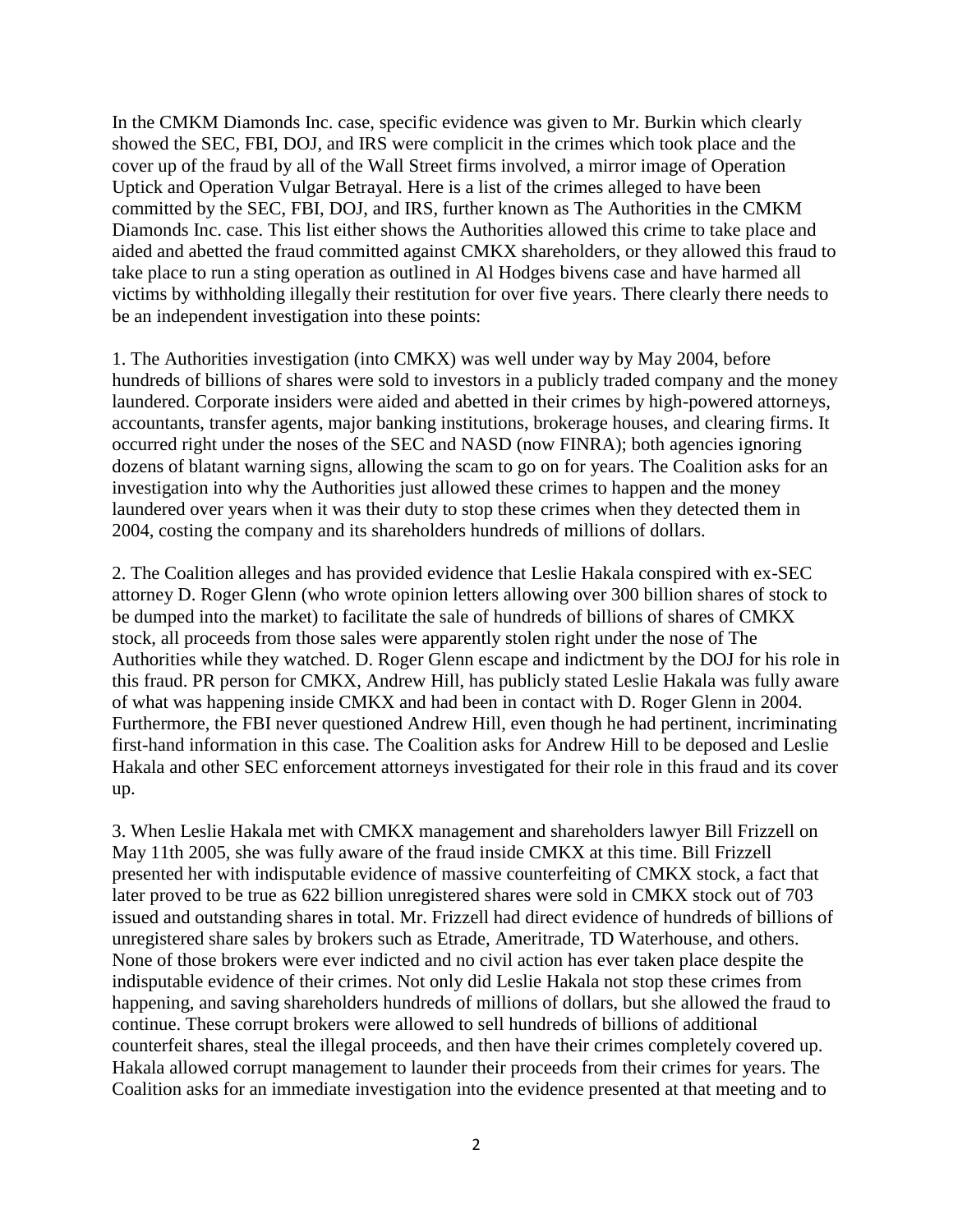In the CMKM Diamonds Inc. case, specific evidence was given to Mr. Burkin which clearly showed the SEC, FBI, DOJ, and IRS were complicit in the crimes which took place and the cover up of the fraud by all of the Wall Street firms involved, a mirror image of Operation Uptick and Operation Vulgar Betrayal. Here is a list of the crimes alleged to have been committed by the SEC, FBI, DOJ, and IRS, further known as The Authorities in the CMKM Diamonds Inc. case. This list either shows the Authorities allowed this crime to take place and aided and abetted the fraud committed against CMKX shareholders, or they allowed this fraud to take place to run a sting operation as outlined in Al Hodges bivens case and have harmed all victims by withholding illegally their restitution for over five years. There clearly there needs to be an independent investigation into these points:

1. The Authorities investigation (into CMKX) was well under way by May 2004, before hundreds of billions of shares were sold to investors in a publicly traded company and the money laundered. Corporate insiders were aided and abetted in their crimes by high-powered attorneys, accountants, transfer agents, major banking institutions, brokerage houses, and clearing firms. It occurred right under the noses of the SEC and NASD (now FINRA); both agencies ignoring dozens of blatant warning signs, allowing the scam to go on for years. The Coalition asks for an investigation into why the Authorities just allowed these crimes to happen and the money laundered over years when it was their duty to stop these crimes when they detected them in 2004, costing the company and its shareholders hundreds of millions of dollars.

2. The Coalition alleges and has provided evidence that Leslie Hakala conspired with ex-SEC attorney D. Roger Glenn (who wrote opinion letters allowing over 300 billion shares of stock to be dumped into the market) to facilitate the sale of hundreds of billions of shares of CMKX stock, all proceeds from those sales were apparently stolen right under the nose of The Authorities while they watched. D. Roger Glenn escape and indictment by the DOJ for his role in this fraud. PR person for CMKX, Andrew Hill, has publicly stated Leslie Hakala was fully aware of what was happening inside CMKX and had been in contact with D. Roger Glenn in 2004. Furthermore, the FBI never questioned Andrew Hill, even though he had pertinent, incriminating first-hand information in this case. The Coalition asks for Andrew Hill to be deposed and Leslie Hakala and other SEC enforcement attorneys investigated for their role in this fraud and its cover up.

3. When Leslie Hakala met with CMKX management and shareholders lawyer Bill Frizzell on May 11th 2005, she was fully aware of the fraud inside CMKX at this time. Bill Frizzell presented her with indisputable evidence of massive counterfeiting of CMKX stock, a fact that later proved to be true as 622 billion unregistered shares were sold in CMKX stock out of 703 issued and outstanding shares in total. Mr. Frizzell had direct evidence of hundreds of billions of unregistered share sales by brokers such as Etrade, Ameritrade, TD Waterhouse, and others. None of those brokers were ever indicted and no civil action has ever taken place despite the indisputable evidence of their crimes. Not only did Leslie Hakala not stop these crimes from happening, and saving shareholders hundreds of millions of dollars, but she allowed the fraud to continue. These corrupt brokers were allowed to sell hundreds of billions of additional counterfeit shares, steal the illegal proceeds, and then have their crimes completely covered up. Hakala allowed corrupt management to launder their proceeds from their crimes for years. The Coalition asks for an immediate investigation into the evidence presented at that meeting and to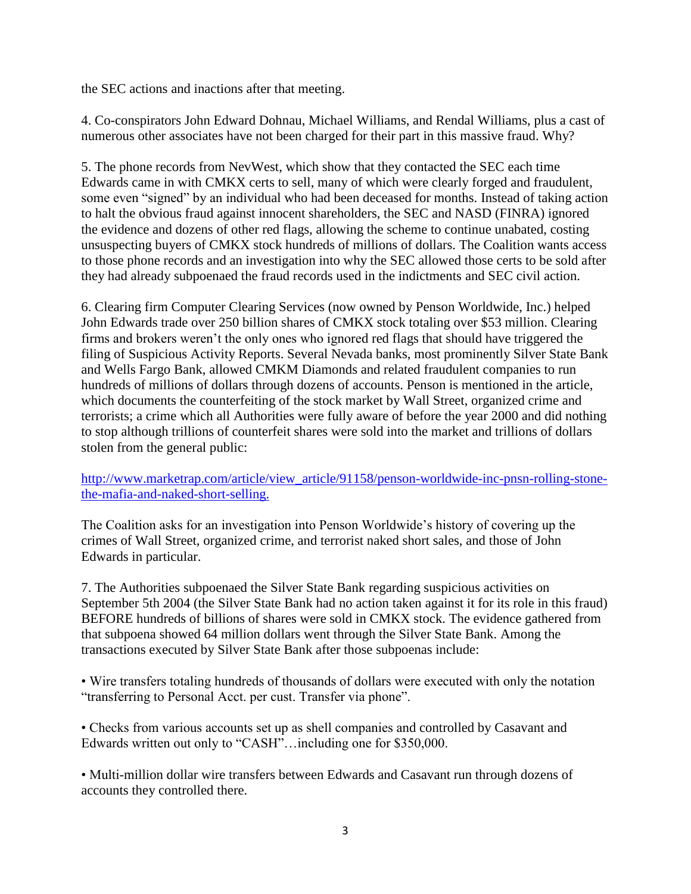the SEC actions and inactions after that meeting.

4. Co-conspirators John Edward Dohnau, Michael Williams, and Rendal Williams, plus a cast of numerous other associates have not been charged for their part in this massive fraud. Why?

5. The phone records from NevWest, which show that they contacted the SEC each time Edwards came in with CMKX certs to sell, many of which were clearly forged and fraudulent, some even "signed" by an individual who had been deceased for months. Instead of taking action to halt the obvious fraud against innocent shareholders, the SEC and NASD (FINRA) ignored the evidence and dozens of other red flags, allowing the scheme to continue unabated, costing unsuspecting buyers of CMKX stock hundreds of millions of dollars. The Coalition wants access to those phone records and an investigation into why the SEC allowed those certs to be sold after they had already subpoenaed the fraud records used in the indictments and SEC civil action.

6. Clearing firm Computer Clearing Services (now owned by Penson Worldwide, Inc.) helped John Edwards trade over 250 billion shares of CMKX stock totaling over $53 million. Clearing firms and brokers weren't the only ones who ignored red flags that should have triggered the filing of Suspicious Activity Reports. Several Nevada banks, most prominently Silver State Bank and Wells Fargo Bank, allowed CMKM Diamonds and related fraudulent companies to run hundreds of millions of dollars through dozens of accounts. Penson is mentioned in the article, which documents the counterfeiting of the stock market by Wall Street, organized crime and terrorists; a crime which all Authorities were fully aware of before the year 2000 and did nothing to stop although trillions of counterfeit shares were sold into the market and trillions of dollars stolen from the general public:

[http://www.marketrap.com/article/view_article/91158/penson-worldwide-inc-pnsn-rolling-stone-the-mafia-and-naked-short-selling.](http://www.marketrap.com/article/view_article/91158/penson-worldwide-inc-pnsn-rolling-stone-the-mafia-and-naked-short-selling.)

The Coalition asks for an investigation into Penson Worldwide's history of covering up the crimes of Wall Street, organized crime, and terrorist naked short sales, and those of John Edwards in particular.

7. The Authorities subpoenaed the Silver State Bank regarding suspicious activities on September 5th 2004 (the Silver State Bank had no action taken against it for its role in this fraud) BEFORE hundreds of billions of shares were sold in CMKX stock. The evidence gathered from that subpoena showed 64 million dollars went through the Silver State Bank. Among the transactions executed by Silver State Bank after those subpoenas include:

- Wire transfers totaling hundreds of thousands of dollars were executed with only the notation "transferring to Personal Acct. per cust. Transfer via phone".

- Checks from various accounts set up as shell companies and controlled by Casavant and Edwards written out only to "CASH"…including one for $350,000.

- Multi-million dollar wire transfers between Edwards and Casavant run through dozens of accounts they controlled there.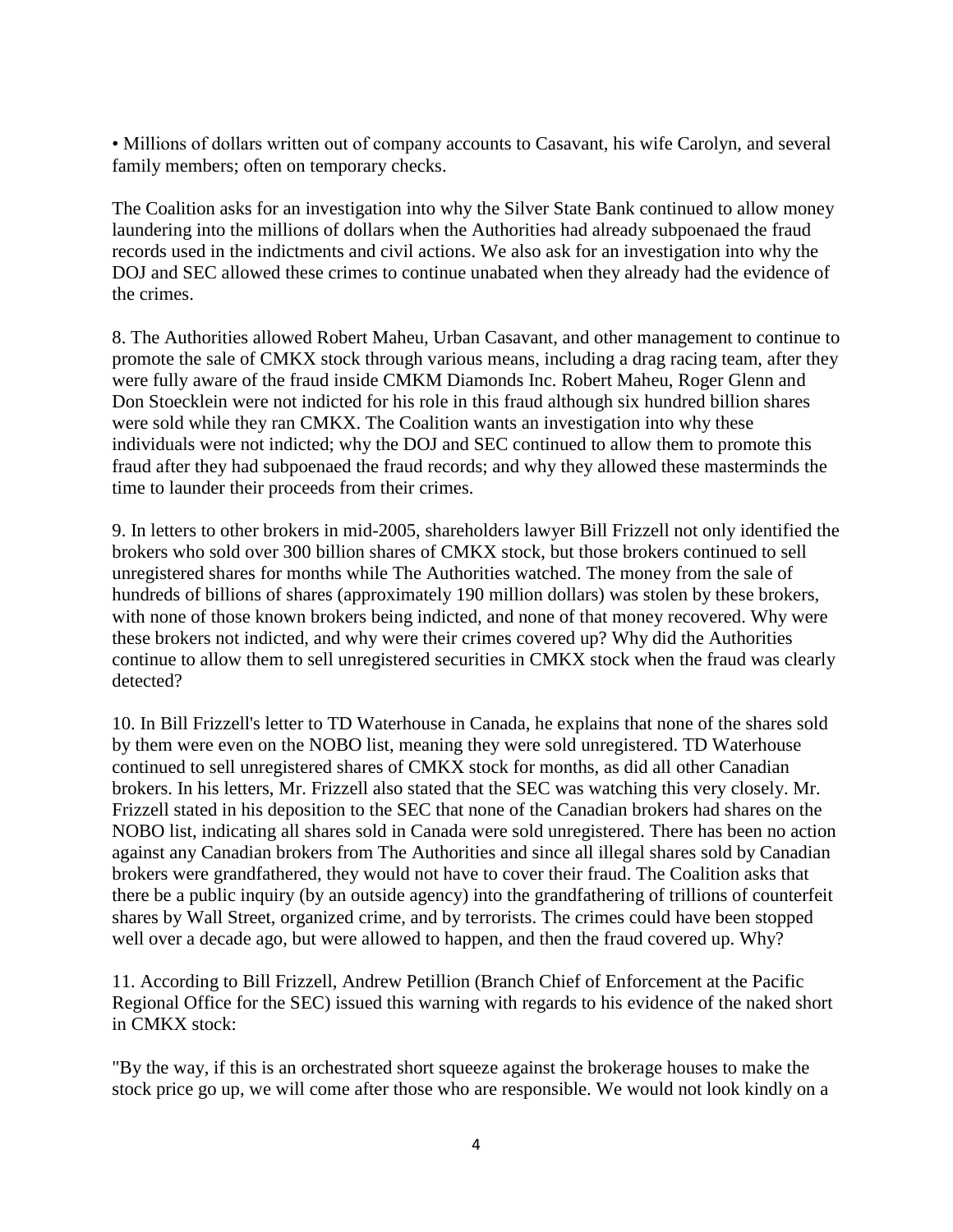• Millions of dollars written out of company accounts to Casavant, his wife Carolyn, and several family members; often on temporary checks.

The Coalition asks for an investigation into why the Silver State Bank continued to allow money laundering into the millions of dollars when the Authorities had already subpoenaed the fraud records used in the indictments and civil actions. We also ask for an investigation into why the DOJ and SEC allowed these crimes to continue unabated when they already had the evidence of the crimes.

8. The Authorities allowed Robert Maheu, Urban Casavant, and other management to continue to promote the sale of CMKX stock through various means, including a drag racing team, after they were fully aware of the fraud inside CMKM Diamonds Inc. Robert Maheu, Roger Glenn and Don Stoecklein were not indicted for his role in this fraud although six hundred billion shares were sold while they ran CMKX. The Coalition wants an investigation into why these individuals were not indicted; why the DOJ and SEC continued to allow them to promote this fraud after they had subpoenaed the fraud records; and why they allowed these masterminds the time to launder their proceeds from their crimes.

9. In letters to other brokers in mid-2005, shareholders lawyer Bill Frizzell not only identified the brokers who sold over 300 billion shares of CMKX stock, but those brokers continued to sell unregistered shares for months while The Authorities watched. The money from the sale of hundreds of billions of shares (approximately 190 million dollars) was stolen by these brokers, with none of those known brokers being indicted, and none of that money recovered. Why were these brokers not indicted, and why were their crimes covered up? Why did the Authorities continue to allow them to sell unregistered securities in CMKX stock when the fraud was clearly detected?

10. In Bill Frizzell's letter to TD Waterhouse in Canada, he explains that none of the shares sold by them were even on the NOBO list, meaning they were sold unregistered. TD Waterhouse continued to sell unregistered shares of CMKX stock for months, as did all other Canadian brokers. In his letters, Mr. Frizzell also stated that the SEC was watching this very closely. Mr. Frizzell stated in his deposition to the SEC that none of the Canadian brokers had shares on the NOBO list, indicating all shares sold in Canada were sold unregistered. There has been no action against any Canadian brokers from The Authorities and since all illegal shares sold by Canadian brokers were grandfathered, they would not have to cover their fraud. The Coalition asks that there be a public inquiry (by an outside agency) into the grandfathering of trillions of counterfeit shares by Wall Street, organized crime, and by terrorists. The crimes could have been stopped well over a decade ago, but were allowed to happen, and then the fraud covered up. Why?

11. According to Bill Frizzell, Andrew Petillion (Branch Chief of Enforcement at the Pacific Regional Office for the SEC) issued this warning with regards to his evidence of the naked short in CMKX stock:

"By the way, if this is an orchestrated short squeeze against the brokerage houses to make the stock price go up, we will come after those who are responsible. We would not look kindly on a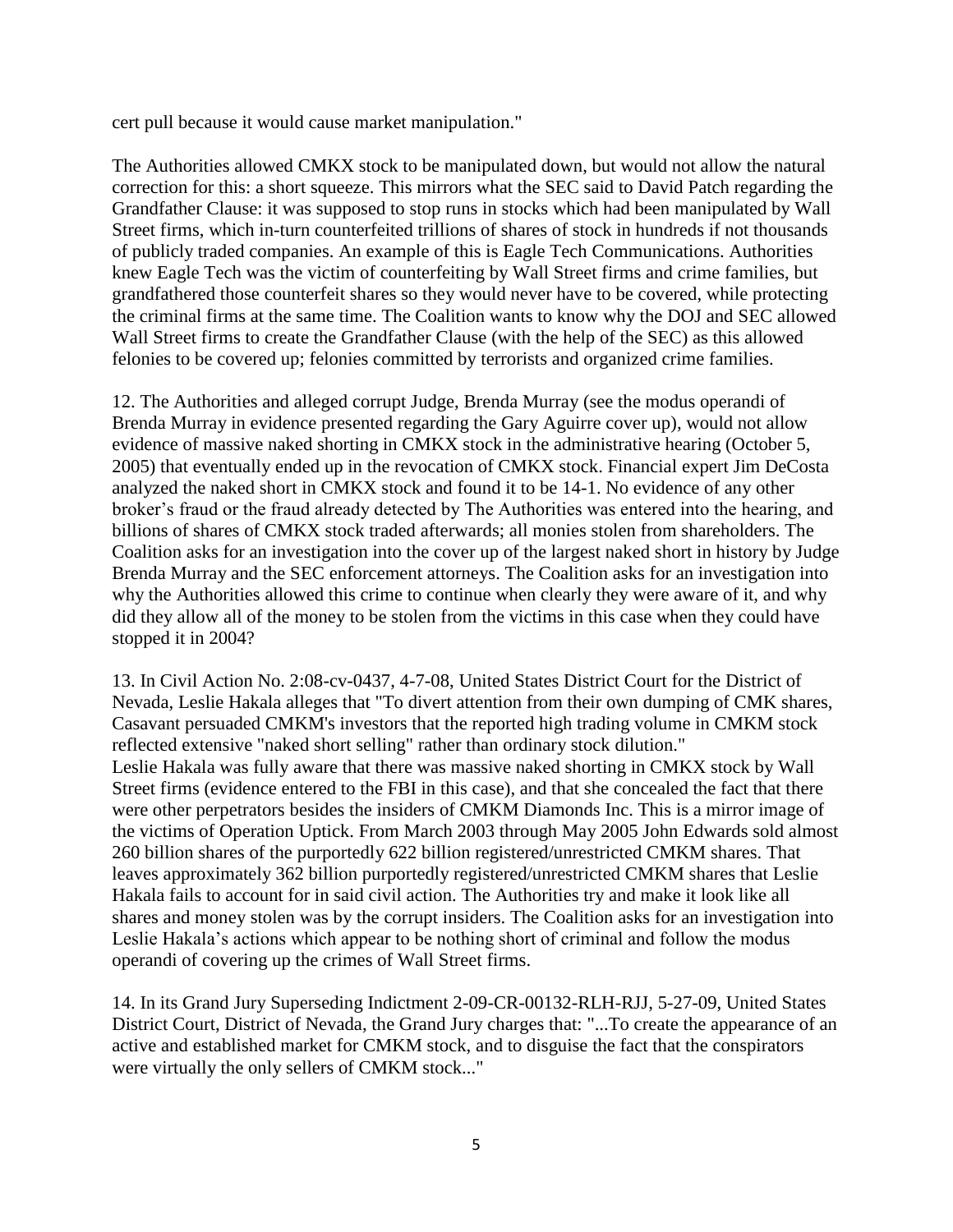cert pull because it would cause market manipulation."

The Authorities allowed CMKX stock to be manipulated down, but would not allow the natural correction for this: a short squeeze. This mirrors what the SEC said to David Patch regarding the Grandfather Clause: it was supposed to stop runs in stocks which had been manipulated by Wall Street firms, which in-turn counterfeited trillions of shares of stock in hundreds if not thousands of publicly traded companies. An example of this is Eagle Tech Communications. Authorities knew Eagle Tech was the victim of counterfeiting by Wall Street firms and crime families, but grandfathered those counterfeit shares so they would never have to be covered, while protecting the criminal firms at the same time. The Coalition wants to know why the DOJ and SEC allowed Wall Street firms to create the Grandfather Clause (with the help of the SEC) as this allowed felonies to be covered up; felonies committed by terrorists and organized crime families.

12. The Authorities and alleged corrupt Judge, Brenda Murray (see the modus operandi of Brenda Murray in evidence presented regarding the Gary Aguirre cover up), would not allow evidence of massive naked shorting in CMKX stock in the administrative hearing (October 5, 2005) that eventually ended up in the revocation of CMKX stock. Financial expert Jim DeCosta analyzed the naked short in CMKX stock and found it to be 14-1. No evidence of any other broker's fraud or the fraud already detected by The Authorities was entered into the hearing, and billions of shares of CMKX stock traded afterwards; all monies stolen from shareholders. The Coalition asks for an investigation into the cover up of the largest naked short in history by Judge Brenda Murray and the SEC enforcement attorneys. The Coalition asks for an investigation into why the Authorities allowed this crime to continue when clearly they were aware of it, and why did they allow all of the money to be stolen from the victims in this case when they could have stopped it in 2004?

13. In Civil Action No. 2:08-cv-0437, 4-7-08, United States District Court for the District of Nevada, Leslie Hakala alleges that "To divert attention from their own dumping of CMK shares, Casavant persuaded CMKM's investors that the reported high trading volume in CMKM stock reflected extensive "naked short selling" rather than ordinary stock dilution."
Leslie Hakala was fully aware that there was massive naked shorting in CMKX stock by Wall Street firms (evidence entered to the FBI in this case), and that she concealed the fact that there were other perpetrators besides the insiders of CMKM Diamonds Inc. This is a mirror image of the victims of Operation Uptick. From March 2003 through May 2005 John Edwards sold almost 260 billion shares of the purportedly 622 billion registered/unrestricted CMKM shares. That leaves approximately 362 billion purportedly registered/unrestricted CMKM shares that Leslie Hakala fails to account for in said civil action. The Authorities try and make it look like all shares and money stolen was by the corrupt insiders. The Coalition asks for an investigation into Leslie Hakala's actions which appear to be nothing short of criminal and follow the modus operandi of covering up the crimes of Wall Street firms.

14. In its Grand Jury Superseding Indictment 2-09-CR-00132-RLH-RJJ, 5-27-09, United States District Court, District of Nevada, the Grand Jury charges that: "...To create the appearance of an active and established market for CMKM stock, and to disguise the fact that the conspirators were virtually the only sellers of CMKM stock..."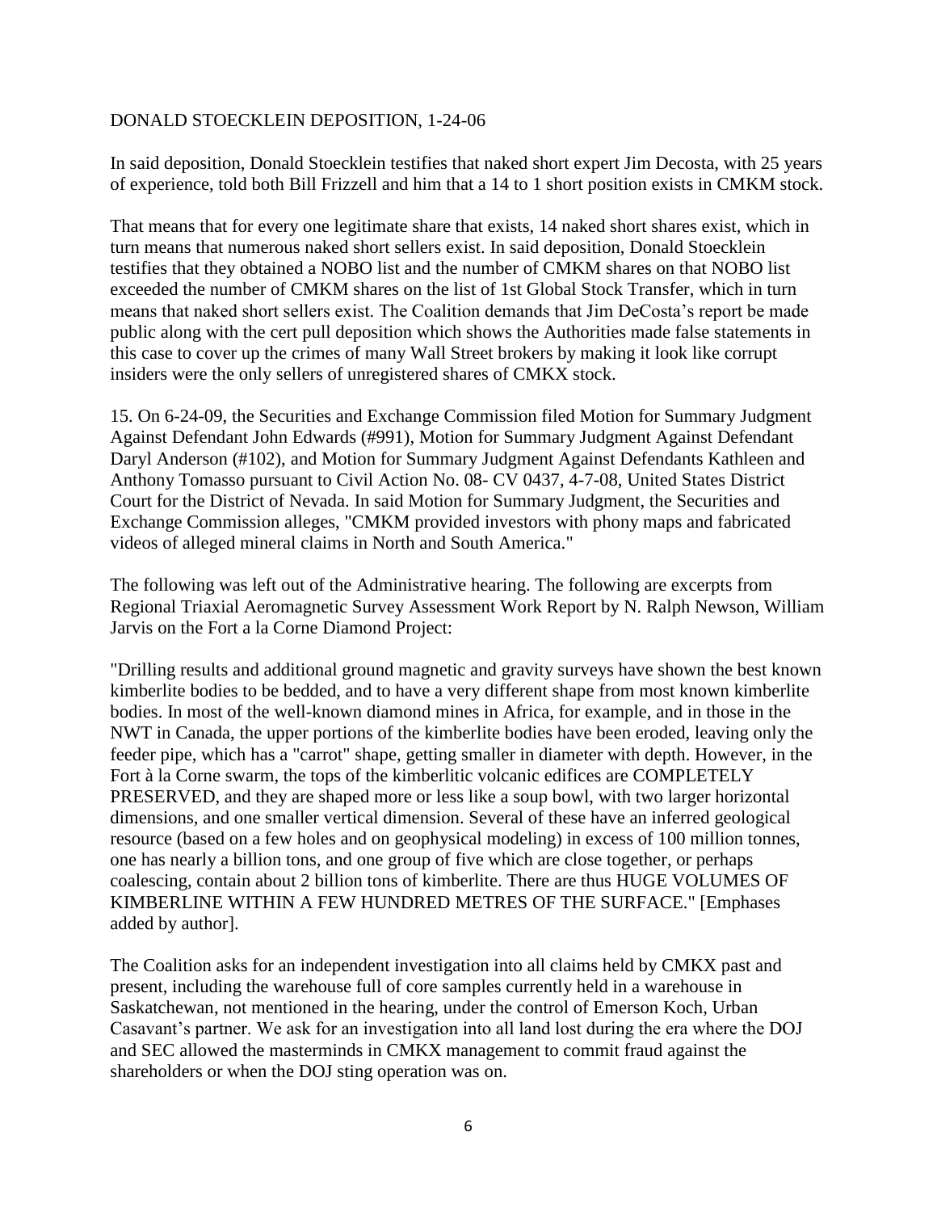DONALD STOECKLEIN DEPOSITION, 1-24-06

In said deposition, Donald Stoecklein testifies that naked short expert Jim Decosta, with 25 years of experience, told both Bill Frizzell and him that a 14 to 1 short position exists in CMKM stock.

That means that for every one legitimate share that exists, 14 naked short shares exist, which in turn means that numerous naked short sellers exist. In said deposition, Donald Stoecklein testifies that they obtained a NOBO list and the number of CMKM shares on that NOBO list exceeded the number of CMKM shares on the list of 1st Global Stock Transfer, which in turn means that naked short sellers exist. The Coalition demands that Jim DeCosta's report be made public along with the cert pull deposition which shows the Authorities made false statements in this case to cover up the crimes of many Wall Street brokers by making it look like corrupt insiders were the only sellers of unregistered shares of CMKX stock.

15. On 6-24-09, the Securities and Exchange Commission filed Motion for Summary Judgment Against Defendant John Edwards (#991), Motion for Summary Judgment Against Defendant Daryl Anderson (#102), and Motion for Summary Judgment Against Defendants Kathleen and Anthony Tomasso pursuant to Civil Action No. 08- CV 0437, 4-7-08, United States District Court for the District of Nevada. In said Motion for Summary Judgment, the Securities and Exchange Commission alleges, "CMKM provided investors with phony maps and fabricated videos of alleged mineral claims in North and South America."

The following was left out of the Administrative hearing. The following are excerpts from Regional Triaxial Aeromagnetic Survey Assessment Work Report by N. Ralph Newson, William Jarvis on the Fort a la Corne Diamond Project:

"Drilling results and additional ground magnetic and gravity surveys have shown the best known kimberlite bodies to be bedded, and to have a very different shape from most known kimberlite bodies. In most of the well-known diamond mines in Africa, for example, and in those in the NWT in Canada, the upper portions of the kimberlite bodies have been eroded, leaving only the feeder pipe, which has a "carrot" shape, getting smaller in diameter with depth. However, in the Fort à la Corne swarm, the tops of the kimberlitic volcanic edifices are COMPLETELY PRESERVED, and they are shaped more or less like a soup bowl, with two larger horizontal dimensions, and one smaller vertical dimension. Several of these have an inferred geological resource (based on a few holes and on geophysical modeling) in excess of 100 million tonnes, one has nearly a billion tons, and one group of five which are close together, or perhaps coalescing, contain about 2 billion tons of kimberlite. There are thus HUGE VOLUMES OF KIMBERLINE WITHIN A FEW HUNDRED METRES OF THE SURFACE." [Emphases added by author].

The Coalition asks for an independent investigation into all claims held by CMKX past and present, including the warehouse full of core samples currently held in a warehouse in Saskatchewan, not mentioned in the hearing, under the control of Emerson Koch, Urban Casavant's partner. We ask for an investigation into all land lost during the era where the DOJ and SEC allowed the masterminds in CMKX management to commit fraud against the shareholders or when the DOJ sting operation was on.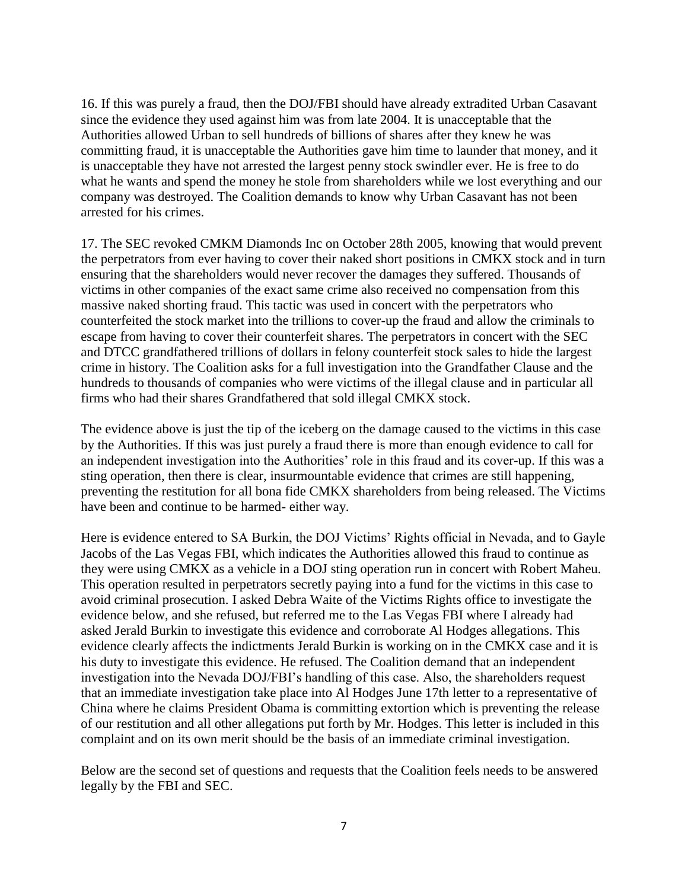16. If this was purely a fraud, then the DOJ/FBI should have already extradited Urban Casavant since the evidence they used against him was from late 2004. It is unacceptable that the Authorities allowed Urban to sell hundreds of billions of shares after they knew he was committing fraud, it is unacceptable the Authorities gave him time to launder that money, and it is unacceptable they have not arrested the largest penny stock swindler ever. He is free to do what he wants and spend the money he stole from shareholders while we lost everything and our company was destroyed. The Coalition demands to know why Urban Casavant has not been arrested for his crimes.

17. The SEC revoked CMKM Diamonds Inc on October 28th 2005, knowing that would prevent the perpetrators from ever having to cover their naked short positions in CMKX stock and in turn ensuring that the shareholders would never recover the damages they suffered. Thousands of victims in other companies of the exact same crime also received no compensation from this massive naked shorting fraud. This tactic was used in concert with the perpetrators who counterfeited the stock market into the trillions to cover-up the fraud and allow the criminals to escape from having to cover their counterfeit shares. The perpetrators in concert with the SEC and DTCC grandfathered trillions of dollars in felony counterfeit stock sales to hide the largest crime in history. The Coalition asks for a full investigation into the Grandfather Clause and the hundreds to thousands of companies who were victims of the illegal clause and in particular all firms who had their shares Grandfathered that sold illegal CMKX stock.

The evidence above is just the tip of the iceberg on the damage caused to the victims in this case by the Authorities. If this was just purely a fraud there is more than enough evidence to call for an independent investigation into the Authorities' role in this fraud and its cover-up. If this was a sting operation, then there is clear, insurmountable evidence that crimes are still happening, preventing the restitution for all bona fide CMKX shareholders from being released. The Victims have been and continue to be harmed- either way.

Here is evidence entered to SA Burkin, the DOJ Victims' Rights official in Nevada, and to Gayle Jacobs of the Las Vegas FBI, which indicates the Authorities allowed this fraud to continue as they were using CMKX as a vehicle in a DOJ sting operation run in concert with Robert Maheu. This operation resulted in perpetrators secretly paying into a fund for the victims in this case to avoid criminal prosecution. I asked Debra Waite of the Victims Rights office to investigate the evidence below, and she refused, but referred me to the Las Vegas FBI where I already had asked Jerald Burkin to investigate this evidence and corroborate Al Hodges allegations. This evidence clearly affects the indictments Jerald Burkin is working on in the CMKX case and it is his duty to investigate this evidence. He refused. The Coalition demand that an independent investigation into the Nevada DOJ/FBI's handling of this case. Also, the shareholders request that an immediate investigation take place into Al Hodges June 17th letter to a representative of China where he claims President Obama is committing extortion which is preventing the release of our restitution and all other allegations put forth by Mr. Hodges. This letter is included in this complaint and on its own merit should be the basis of an immediate criminal investigation.

Below are the second set of questions and requests that the Coalition feels needs to be answered legally by the FBI and SEC.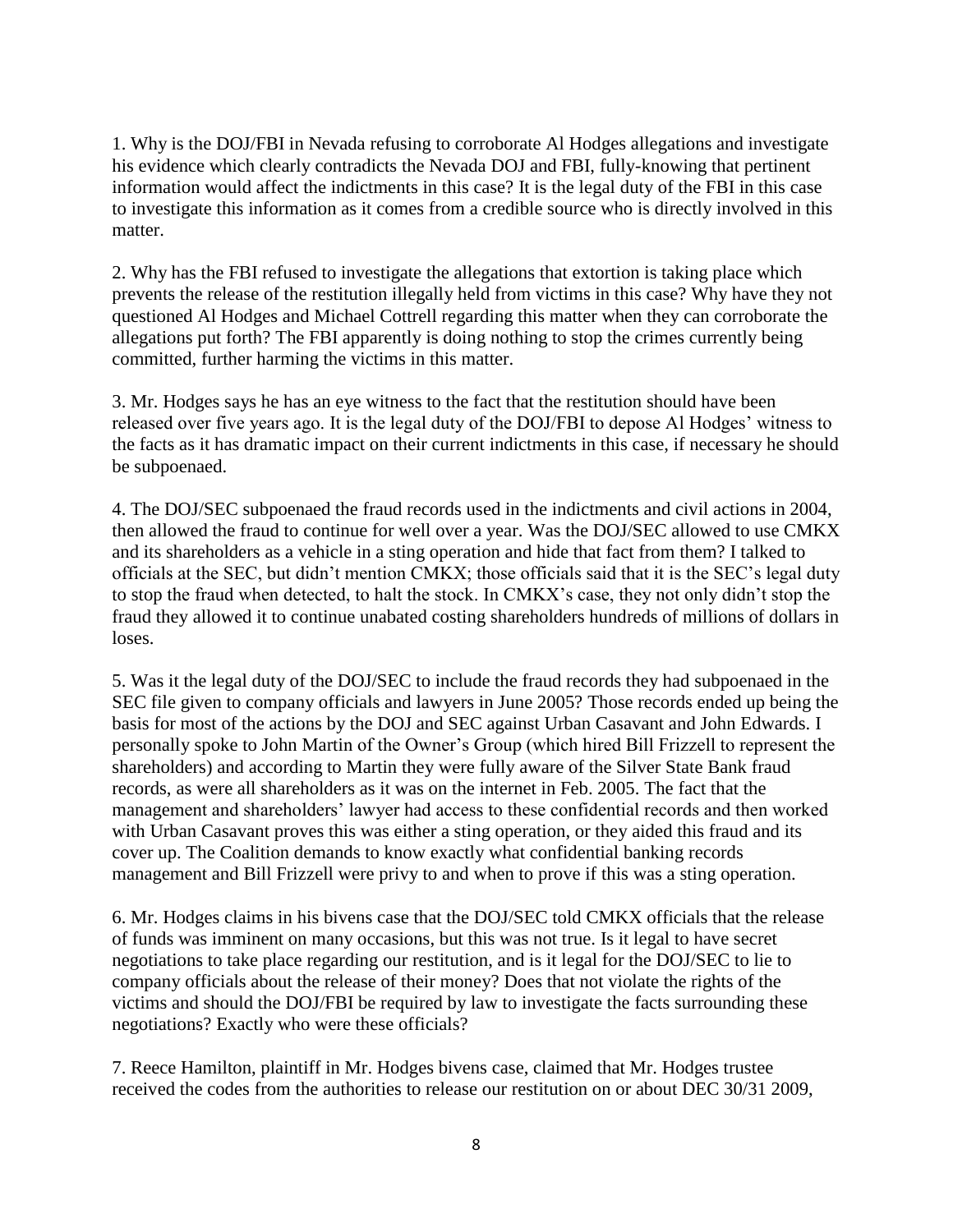1. Why is the DOJ/FBI in Nevada refusing to corroborate Al Hodges allegations and investigate his evidence which clearly contradicts the Nevada DOJ and FBI, fully-knowing that pertinent information would affect the indictments in this case? It is the legal duty of the FBI in this case to investigate this information as it comes from a credible source who is directly involved in this matter.

2. Why has the FBI refused to investigate the allegations that extortion is taking place which prevents the release of the restitution illegally held from victims in this case? Why have they not questioned Al Hodges and Michael Cottrell regarding this matter when they can corroborate the allegations put forth? The FBI apparently is doing nothing to stop the crimes currently being committed, further harming the victims in this matter.

3. Mr. Hodges says he has an eye witness to the fact that the restitution should have been released over five years ago. It is the legal duty of the DOJ/FBI to depose Al Hodges' witness to the facts as it has dramatic impact on their current indictments in this case, if necessary he should be subpoenaed.

4. The DOJ/SEC subpoenaed the fraud records used in the indictments and civil actions in 2004, then allowed the fraud to continue for well over a year. Was the DOJ/SEC allowed to use CMKX and its shareholders as a vehicle in a sting operation and hide that fact from them? I talked to officials at the SEC, but didn't mention CMKX; those officials said that it is the SEC's legal duty to stop the fraud when detected, to halt the stock. In CMKX's case, they not only didn't stop the fraud they allowed it to continue unabated costing shareholders hundreds of millions of dollars in loses.

5. Was it the legal duty of the DOJ/SEC to include the fraud records they had subpoenaed in the SEC file given to company officials and lawyers in June 2005? Those records ended up being the basis for most of the actions by the DOJ and SEC against Urban Casavant and John Edwards. I personally spoke to John Martin of the Owner's Group (which hired Bill Frizzell to represent the shareholders) and according to Martin they were fully aware of the Silver State Bank fraud records, as were all shareholders as it was on the internet in Feb. 2005. The fact that the management and shareholders' lawyer had access to these confidential records and then worked with Urban Casavant proves this was either a sting operation, or they aided this fraud and its cover up. The Coalition demands to know exactly what confidential banking records management and Bill Frizzell were privy to and when to prove if this was a sting operation.

6. Mr. Hodges claims in his bivens case that the DOJ/SEC told CMKX officials that the release of funds was imminent on many occasions, but this was not true. Is it legal to have secret negotiations to take place regarding our restitution, and is it legal for the DOJ/SEC to lie to company officials about the release of their money? Does that not violate the rights of the victims and should the DOJ/FBI be required by law to investigate the facts surrounding these negotiations? Exactly who were these officials?

7. Reece Hamilton, plaintiff in Mr. Hodges bivens case, claimed that Mr. Hodges trustee received the codes from the authorities to release our restitution on or about DEC 30/31 2009,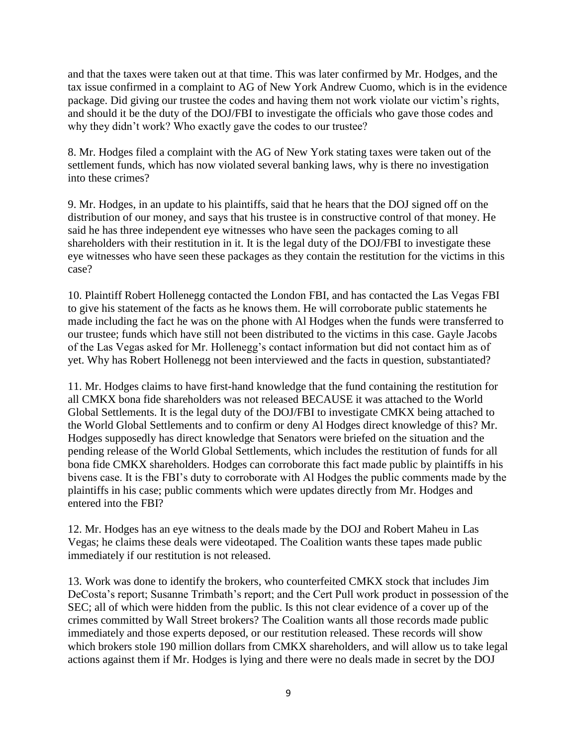and that the taxes were taken out at that time. This was later confirmed by Mr. Hodges, and the tax issue confirmed in a complaint to AG of New York Andrew Cuomo, which is in the evidence package. Did giving our trustee the codes and having them not work violate our victim's rights, and should it be the duty of the DOJ/FBI to investigate the officials who gave those codes and why they didn't work? Who exactly gave the codes to our trustee?

8. Mr. Hodges filed a complaint with the AG of New York stating taxes were taken out of the settlement funds, which has now violated several banking laws, why is there no investigation into these crimes?

9. Mr. Hodges, in an update to his plaintiffs, said that he hears that the DOJ signed off on the distribution of our money, and says that his trustee is in constructive control of that money. He said he has three independent eye witnesses who have seen the packages coming to all shareholders with their restitution in it. It is the legal duty of the DOJ/FBI to investigate these eye witnesses who have seen these packages as they contain the restitution for the victims in this case?

10. Plaintiff Robert Hollenegg contacted the London FBI, and has contacted the Las Vegas FBI to give his statement of the facts as he knows them. He will corroborate public statements he made including the fact he was on the phone with Al Hodges when the funds were transferred to our trustee; funds which have still not been distributed to the victims in this case. Gayle Jacobs of the Las Vegas asked for Mr. Hollenegg's contact information but did not contact him as of yet. Why has Robert Hollenegg not been interviewed and the facts in question, substantiated?

11. Mr. Hodges claims to have first-hand knowledge that the fund containing the restitution for all CMKX bona fide shareholders was not released BECAUSE it was attached to the World Global Settlements. It is the legal duty of the DOJ/FBI to investigate CMKX being attached to the World Global Settlements and to confirm or deny Al Hodges direct knowledge of this? Mr. Hodges supposedly has direct knowledge that Senators were briefed on the situation and the pending release of the World Global Settlements, which includes the restitution of funds for all bona fide CMKX shareholders. Hodges can corroborate this fact made public by plaintiffs in his bivens case. It is the FBI's duty to corroborate with Al Hodges the public comments made by the plaintiffs in his case; public comments which were updates directly from Mr. Hodges and entered into the FBI?

12. Mr. Hodges has an eye witness to the deals made by the DOJ and Robert Maheu in Las Vegas; he claims these deals were videotaped. The Coalition wants these tapes made public immediately if our restitution is not released.

13. Work was done to identify the brokers, who counterfeited CMKX stock that includes Jim DeCosta's report; Susanne Trimbath's report; and the Cert Pull work product in possession of the SEC; all of which were hidden from the public. Is this not clear evidence of a cover up of the crimes committed by Wall Street brokers? The Coalition wants all those records made public immediately and those experts deposed, or our restitution released. These records will show which brokers stole 190 million dollars from CMKX shareholders, and will allow us to take legal actions against them if Mr. Hodges is lying and there were no deals made in secret by the DOJ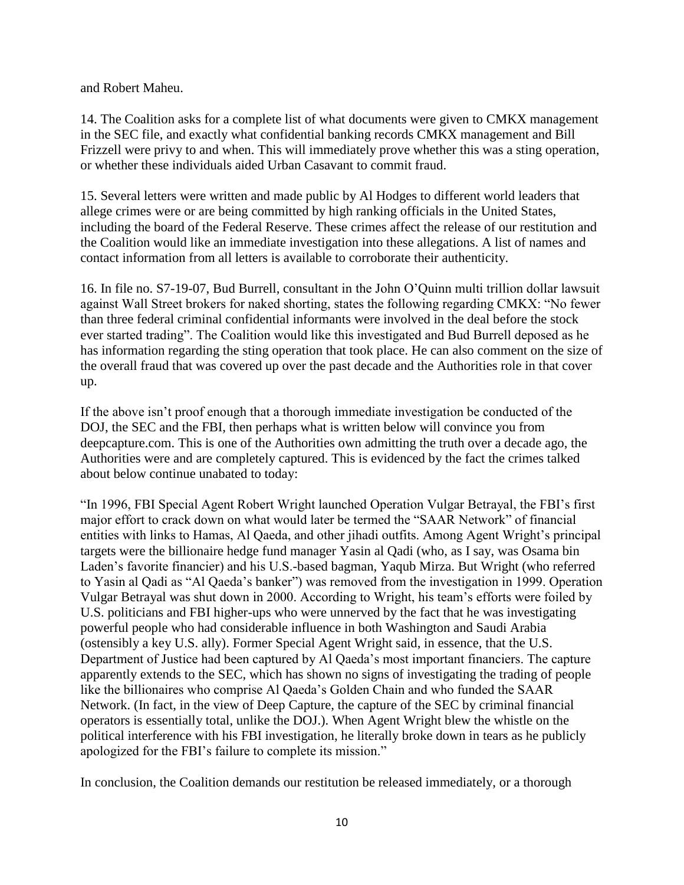and Robert Maheu.

14. The Coalition asks for a complete list of what documents were given to CMKX management in the SEC file, and exactly what confidential banking records CMKX management and Bill Frizzell were privy to and when. This will immediately prove whether this was a sting operation, or whether these individuals aided Urban Casavant to commit fraud.

15. Several letters were written and made public by Al Hodges to different world leaders that allege crimes were or are being committed by high ranking officials in the United States, including the board of the Federal Reserve. These crimes affect the release of our restitution and the Coalition would like an immediate investigation into these allegations. A list of names and contact information from all letters is available to corroborate their authenticity.

16. In file no. S7-19-07, Bud Burrell, consultant in the John O'Quinn multi trillion dollar lawsuit against Wall Street brokers for naked shorting, states the following regarding CMKX: "No fewer than three federal criminal confidential informants were involved in the deal before the stock ever started trading". The Coalition would like this investigated and Bud Burrell deposed as he has information regarding the sting operation that took place. He can also comment on the size of the overall fraud that was covered up over the past decade and the Authorities role in that cover up.

If the above isn't proof enough that a thorough immediate investigation be conducted of the DOJ, the SEC and the FBI, then perhaps what is written below will convince you from deepcapture.com. This is one of the Authorities own admitting the truth over a decade ago, the Authorities were and are completely captured. This is evidenced by the fact the crimes talked about below continue unabated to today:

"In 1996, FBI Special Agent Robert Wright launched Operation Vulgar Betrayal, the FBI's first major effort to crack down on what would later be termed the "SAAR Network" of financial entities with links to Hamas, Al Qaeda, and other jihadi outfits. Among Agent Wright's principal targets were the billionaire hedge fund manager Yasin al Qadi (who, as I say, was Osama bin Laden's favorite financier) and his U.S.-based bagman, Yaqub Mirza. But Wright (who referred to Yasin al Qadi as "Al Qaeda's banker") was removed from the investigation in 1999. Operation Vulgar Betrayal was shut down in 2000. According to Wright, his team's efforts were foiled by U.S. politicians and FBI higher-ups who were unnerved by the fact that he was investigating powerful people who had considerable influence in both Washington and Saudi Arabia (ostensibly a key U.S. ally). Former Special Agent Wright said, in essence, that the U.S. Department of Justice had been captured by Al Qaeda's most important financiers. The capture apparently extends to the SEC, which has shown no signs of investigating the trading of people like the billionaires who comprise Al Qaeda's Golden Chain and who funded the SAAR Network. (In fact, in the view of Deep Capture, the capture of the SEC by criminal financial operators is essentially total, unlike the DOJ.). When Agent Wright blew the whistle on the political interference with his FBI investigation, he literally broke down in tears as he publicly apologized for the FBI's failure to complete its mission."

In conclusion, the Coalition demands our restitution be released immediately, or a thorough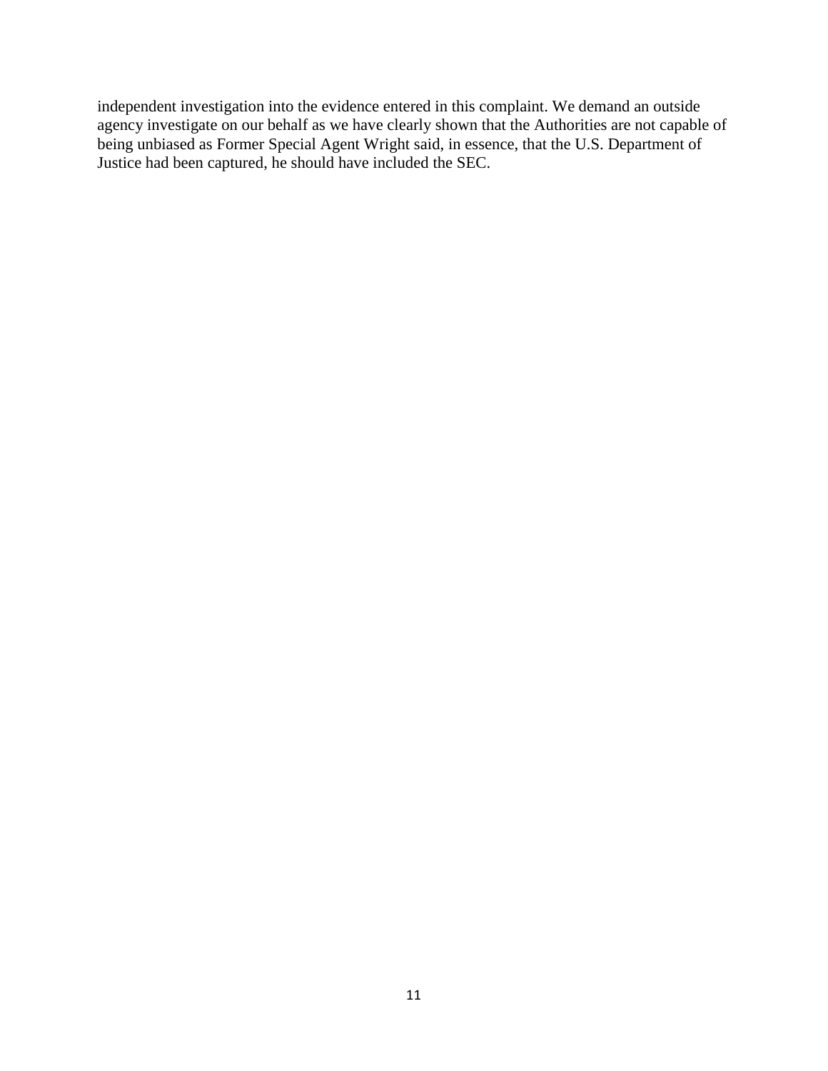independent investigation into the evidence entered in this complaint. We demand an outside agency investigate on our behalf as we have clearly shown that the Authorities are not capable of being unbiased as Former Special Agent Wright said, in essence, that the U.S. Department of Justice had been captured, he should have included the SEC.